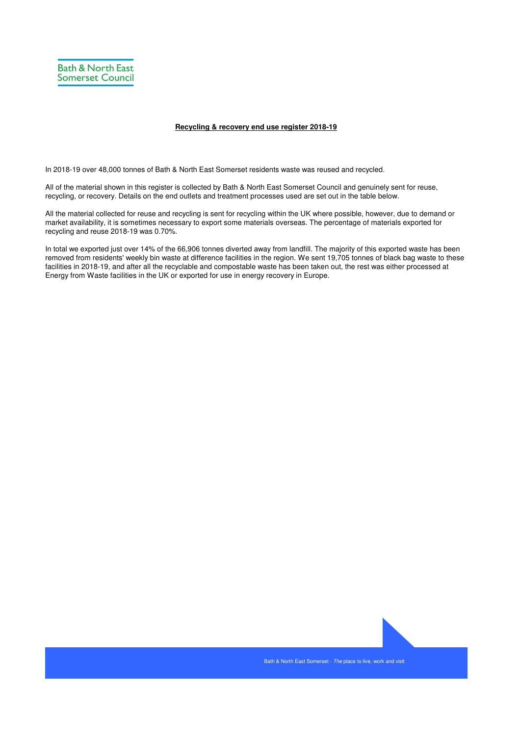Bath & North East Somerset Council

# Recycling & recovery end use register 2018-19

In 2018-19 over 48,000 tonnes of Bath & North East Somerset residents waste was reused and recycled.

All of the material shown in this register is collected by Bath & North East Somerset Council and genuinely sent for reuse, recycling, or recovery. Details on the end outlets and treatment processes used are set out in the table below.

All the material collected for reuse and recycling is sent for recycling within the UK where possible, however, due to demand or market availability, it is sometimes necessary to export some materials overseas. The percentage of materials exported for recycling and reuse 2018-19 was 0.70%.

In total we exported just over 14% of the 66,906 tonnes diverted away from landfill. The majority of this exported waste has been removed from residents' weekly bin waste at difference facilities in the region. We sent 19,705 tonnes of black bag waste to these facilities in 2018-19, and after all the recyclable and compostable waste has been taken out, the rest was either processed at Energy from Waste facilities in the UK or exported for use in energy recovery in Europe.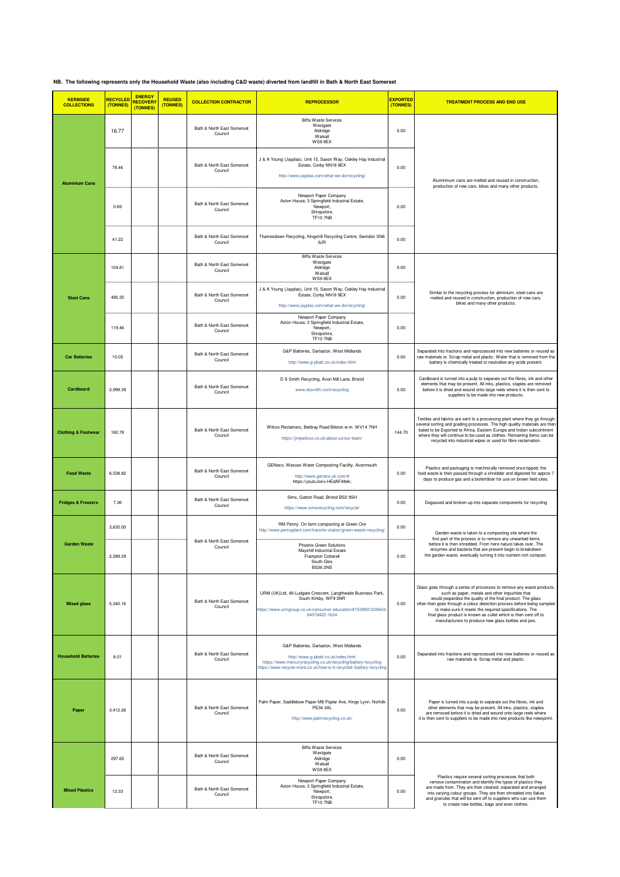**NB. The following represents only the Household Waste (also including C&D waste) diverted from landfill in Bath & North East Somerset**

| KERBSIDE COLLECTIONS | RECYCLED (TONNES) | ENERGY RECOVERY (TONNES) | REUSED (TONNES) | COLLECTION CONTRACTOR | REPROCESSOR | EXPORTED (TONNES) | TREATMENT PROCESS AND END USE |
|---|---|---|---|---|---|---|---|
| Aluminium Cans | 16.77 | | | Bath & North East Somerset Council | Biffa Waste Services Westgate Aldridge Walsall WS9 8EX | 0.00 | Alumininum cans are melted and reused in construction, production of new cars, bikes and many other products. |
| | 78.46 | | | Bath & North East Somerset Council | J & A Young (Jayplas), Unit 15, Saxon Way, Oakley Hay Industrial Estate, Corby NN18 9EX http://www.jayplas.com/what-we-do/recycling/ | 0.00 | |
| | 0.69 | | | Bath & North East Somerset Council | Newport Paper Company Aston House, 3 Springfield Industrial Estate, Newport, Shropshire, TF10 7NB | 0.00 | |
| | 41.22 | | | Bath & North East Somerset Council | Thamesdown Recycling, Kingshill Recycling Centre, Swindon SN6 6JR | 0.00 | |
| Steel Cans | 104.81 | | | Bath & North East Somerset Council | Biffa Waste Services Westgate Aldridge Walsall WS9 8EX | 0.00 | Similar to the recycling process for aliminium, steel cans are melted and reused in construction, production of new cars, bikes and many other products. |
| | 490.35 | | | Bath & North East Somerset Council | J & A Young (Jayplas), Unit 15, Saxon Way, Oakley Hay Industrial Estate, Corby NN18 9EX http://www.jayplas.com/what-we-do/recycling/ | 0.00 | |
| | 119.46 | | | Bath & North East Somerset Council | Newport Paper Company Aston House, 3 Springfield Industrial Estate, Newport, Shropshire, TF10 7NB | 0.00 | |
| Car Batteries | 10.05 | | | Bath & North East Somerset Council | G&P Batteries, Darlaston, West Midlands http://www.g-pbatt.co.uk/index.html | 0.00 | Separated into fractions and reprocessed into new batteries or reused as raw materials ie. Scrap metal and plastic. Water that is removed from the battery is chemically treated to neutralise any acids present. |
| Cardboard | 2,999.39 | | | Bath & North East Somerset Council | D S Smith Recycling, Avon Mill Lane, Bristol www.dssmith.com/recycling | 0.00 | Cardboard is turned into a pulp to separate out the fibres, ink and other elements that may be present. All inks, plastics, staples are removed before it is dried and wound onto large reels where it is then sent to suppliers to be made into new products. |
| Clothing & Footwear | 160.78 | | | Bath & North East Somerset Council | Wilcox Reclamers, Beldray Road Bilston w.m. WV14 7NH https://jmpwilcox.co.uk/about-us/our-team/ | 144.70 | Textiles and fabrics are sent to a processing plant where they go through several sorting and grading processes. The high quality materials are then baled to be Exported to Africa, Eastern Europe and Indian subcontinent where they will continue to be used as clothes. Remaining items can be recycled into industrial wipes or used for fibre reclamation. |
| Food Waste | 6,538.82 | | | Bath & North East Somerset Council | GENeco, Wessex Water Composting Facility, Avonmouth http://www.geneco.uk.com/# https://youtu.be/x-HEdAF48ek; | 0.00 | Plastics and packaging is mechnically removed once tipped, the food waste is then passed through a shredder and digested for approx 7 days to produce gas and a biofertiliser for use on brown field sites. |
| Fridges & Freezers | 7.36 | | | Bath & North East Somerset Council | Sims, Gatton Road, Bristol BS2 9SH https://www.simsrecycling.com/recycle/ | 0.00 | Degassed and broken up into separate components for recycling |
| Garden Waste | 3,635.00 | | | Bath & North East Somerset Council | RM Penny. On farm composting at Green Ore http://www.pennyplant.com/transfer-station/green-waste-recycling/ | 0.00 | Garden waste is taken to a composting site where the first part of the process is to remove any unwanted items before it is then shredded. From here nature takes over. The enzymes and bacteria that are present begin to breakdown the garden waste, eventually turning it into nutrient-rich compost. |
| | 2,589.29 | | | | Phoenix Green Solutions Mayshill Industrial Estate Frampton Cotterell South Glos BS36 2NS | 0.00 | |
| Mixed glass | 5,340.16 | | | Bath & North East Somerset Council | URM (UK)Ltd, 49 Ludgate Crescent, Langthwaite Business Park, South Kirkby, WF9 3NR https://www.urmgroup.co.uk/consumer-education/#1539831229443-6457d422-1b34 | 0.00 | Glass goes through a series of processes to remove any waste products, such as paper, metals and other impurities that would jeopardise the quality of the final product. The glass often then goes through a colour detection process before being sampled to make sure it meets the required specifications. The final glass product is known as cullet which is then sent off to manufacturers to produce new glass bottles and jars. |
| Household Batteries | 8.01 | | | Bath & North East Somerset Council | G&P Batteries, Darlaston, West Midlands http://www.g-pbatt.co.uk/index.html https://www.mercuryrecycling.co.uk/recycling/battery-recycling https://www.recycle-more.co.uk/how-is-it-recycled-/battery-recycling | 0.00 | Separated into fractions and reprocessed into new batteries or reused as raw materials ie. Scrap metal and plastic. |
| Paper | 3,412.26 | | | Bath & North East Somerset Council | Palm Paper, Saddlebow Paper Mill Poplar Ave, Kings Lynn. Norfolk PE34 3AL http://www.palmrecycling.co.uk/ | 0.00 | Paper is turned into a pulp to separate out the fibres, ink and other elements that may be present. All inks, plastics, staples are removed before it is dried and wound onto large reels where it is then sent to suppliers to be made into new products like newsprint. |
| Mixed Plastics | 297.65 | | | Bath & North East Somerset Council | Biffa Waste Services Westgate Aldridge Walsall WS9 8EX | 0.00 | Plastics require several sorting processes that both remove contamination and identify the types of plastics they are made from. They are then cleaned, separated and arranged into varying colour groups. They are then shredded into flakes and granules that will be sent off to suppliers who can use them to create new bottles, bags and even clothes. |
| | 12.33 | | | Bath & North East Somerset Council | Newport Paper Company Aston House, 3 Springfield Industrial Estate, Newport, Shropshire, TF10 7NB | 0.00 | |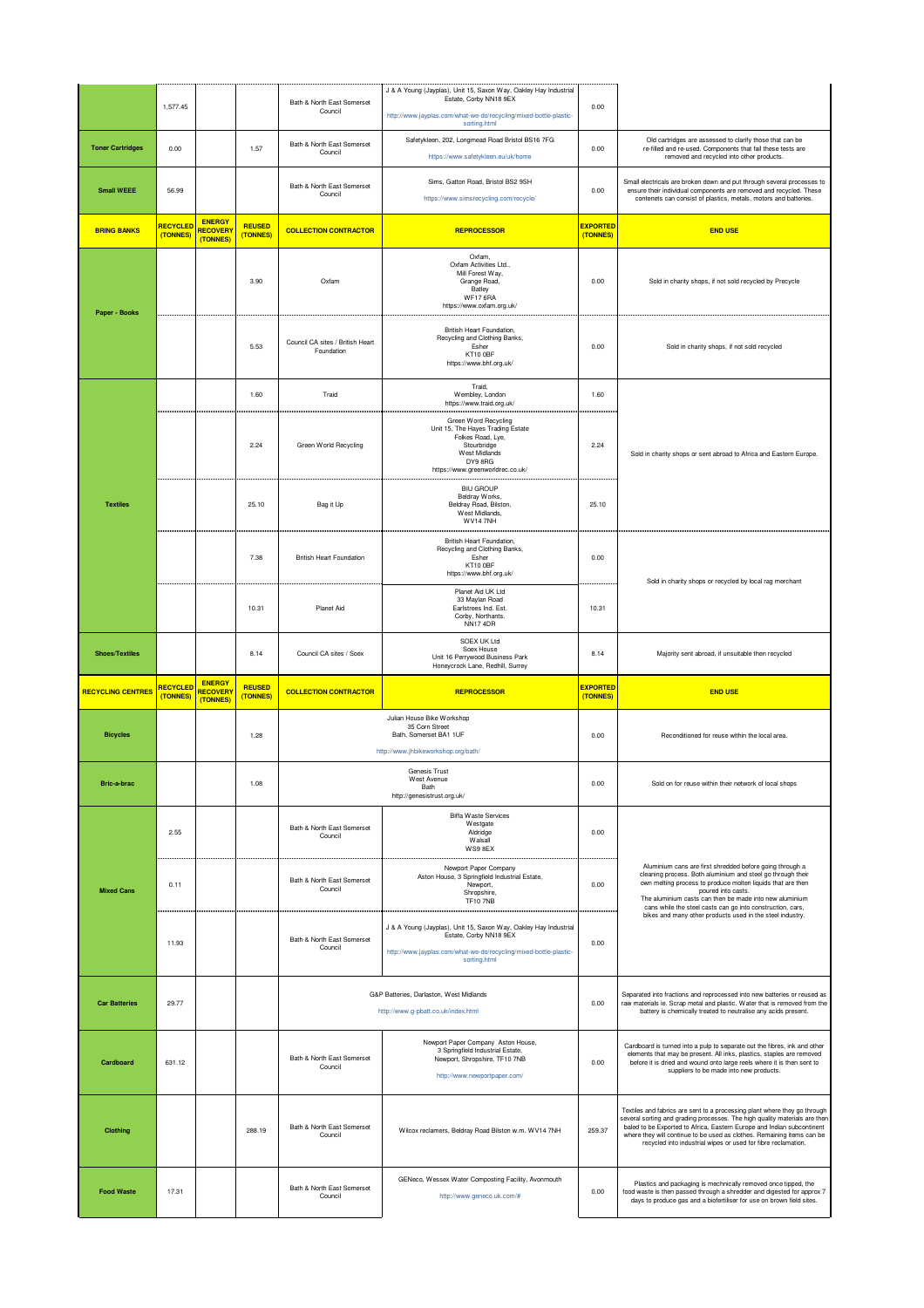| | | | | | | | |
|---|---|---|---|---|---|---|---|
| | 1,577.45 | | | Bath & North East Somerset Council | J & A Young (Jayplas), Unit 15, Saxon Way, Oakley Hay Industrial Estate, Corby NN18 9EX http://www.jayplas.com/what-we-do/recycling/mixed-bottle-plastic-sorting.html | 0.00 | |
| **Toner Cartridges** | 0.00 | | 1.57 | Bath & North East Somerset Council | Safetykleen, 202, Longmead Road Bristol BS16 7FG https://www.safetykleen.eu/uk/home | 0.00 | Old cartridges are assessed to clarify those that can be re-filled and re-used. Components that fail these tests are removed and recycled into other products. |
| **Small WEEE** | 56.99 | | | Bath & North East Somerset Council | Sims, Gatton Road, Bristol BS2 9SH https://www.simsrecycling.com/recycle/ | 0.00 | Small electricals are broken down and put through several processes to ensure their individual components are removed and recycled. These contenets can consist of plastics, metals, motors and batteries. |
| **BRING BANKS** | **RECYCLED (TONNES)** | **ENERGY RECOVERY (TONNES)** | **REUSED (TONNES)** | **COLLECTION CONTRACTOR** | **REPROCESSOR** | **EXPORTED (TONNES)** | **END USE** |
| **Paper - Books** | | | 3.90 | Oxfam | Oxfam, Oxfam Activities Ltd., Mill Forest Way, Grange Road, Batley WF17 6RA https://www.oxfam.org.uk/ | 0.00 | Sold in charity shops, if not sold recycled by Precycle |
| | | | 5.53 | Council CA sites / British Heart Foundation | British Heart Foundation, Recycling and Clothing Banks, Esher KT10 0BF https://www.bhf.org.uk/ | 0.00 | Sold in charity shops, if not sold recycled |
| **Textiles** | | | 1.60 | Traid | Traid, Wembley, London https://www.traid.org.uk/ | 1.60 | Sold in charity shops or sent abroad to Africa and Eastern Europe. |
| | | | 2.24 | Green World Recycling | Green Word Recycling Unit 15, The Hayes Trading Estate Folkes Road, Lye, Stourbridge West Midlands DY9 8RG https://www.greenworldrec.co.uk/ | 2.24 | |
| | | | 25.10 | Bag it Up | BIU GROUP Beldray Works, Beldray Road, Bilston, West Midlands, WV14 7NH | 25.10 | |
| | | | 7.38 | British Heart Foundation | British Heart Foundation, Recycling and Clothing Banks, Esher KT10 0BF https://www.bhf.org.uk/ | 0.00 | Sold in charity shops or recycled by local rag merchant |
| | | | 10.31 | Planet Aid | Planet Aid UK Ltd 33 Maylan Road Earlstrees Ind. Est. Corby, Northants. NN17 4DR | 10.31 | |
| **Shoes/Textiles** | | | 8.14 | Council CA sites / Soex | SOEX UK Ltd Soex House Unit 16 Perrywood Business Park Honeycrock Lane, Redhill, Surrey | 8.14 | Majority sent abroad, if unsuitable then recycled |
| **RECYCLING CENTRES** | **RECYCLED (TONNES)** | **ENERGY RECOVERY (TONNES)** | **REUSED (TONNES)** | **COLLECTION CONTRACTOR** | **REPROCESSOR** | **EXPORTED (TONNES)** | **END USE** |
| **Bicycles** | | | 1.28 | Julian House Bike Workshop 35 Corn Street Bath, Somerset BA1 1UF http://www.jhbikeworkshop.org/bath/ | | 0.00 | Reconditioned for reuse within the local area. |
| **Bric-a-brac** | | | 1.08 | Genesis Trust West Avenue Bath http://genesistrust.org.uk/ | | 0.00 | Sold on for reuse within their network of local shops |
| **Mixed Cans** | 2.55 | | | Bath & North East Somerset Council | Biffa Waste Services Westgate Aldridge Walsall WS9 8EX | 0.00 | Aluminium cans are first shredded before going through a cleaning process. Both aluminium and steel go through their own melting process to produce molten liquids that are then poured into casts. The aluminium casts can then be made into new aluminium cans while the steel casts can go into construction, cars, bikes and many other products used in the steel industry. |
| | 0.11 | | | Bath & North East Somerset Council | Newport Paper Company Aston House, 3 Springfield Industrial Estate, Newport, Shropshire, TF10 7NB | 0.00 | |
| | 11.93 | | | Bath & North East Somerset Council | J & A Young (Jayplas), Unit 15, Saxon Way, Oakley Hay Industrial Estate, Corby NN18 9EX http://www.jayplas.com/what-we-do/recycling/mixed-bottle-plastic-sorting.html | 0.00 | |
| **Car Batteries** | 29.77 | | | G&P Batteries, Darlaston, West Midlands http://www.g-pbatt.co.uk/index.html | | 0.00 | Separated into fractions and reprocessed into new batteries or reused as raw materials ie. Scrap metal and plastic. Water that is removed from the battery is chemically treated to neutralise any acids present. |
| **Cardboard** | 631.12 | | | Bath & North East Somerset Council | Newport Paper Company Aston House, 3 Springfield Industrial Estate, Newport, Shropshire, TF10 7NB http://www.newportpaper.com/ | 0.00 | Cardboard is turned into a pulp to separate out the fibres, ink and other elements that may be present. All inks, plastics, staples are removed before it is dried and wound onto large reels where it is then sent to suppliers to be made into new products. |
| **Clothing** | | | 288.19 | Bath & North East Somerset Council | Wilcox reclamers, Beldray Road Bilston w.m. WV14 7NH | 259.37 | Textiles and fabrics are sent to a processing plant where they go through several sorting and grading processes. The high quality materials are then baled to be Exported to Africa, Eastern Europe and Indian subcontinent where they will continue to be used as clothes. Remaining items can be recycled into industrial wipes or used for fibre reclamation. |
| **Food Waste** | 17.31 | | | Bath & North East Somerset Council | GENeco, Wessex Water Composting Facility, Avonmouth http://www.geneco.uk.com/# | 0.00 | Plastics and packaging is mechnically removed once tipped, the food waste is then passed through a shredder and digested for approx 7 days to produce gas and a biofertiliser for use on brown field sites. |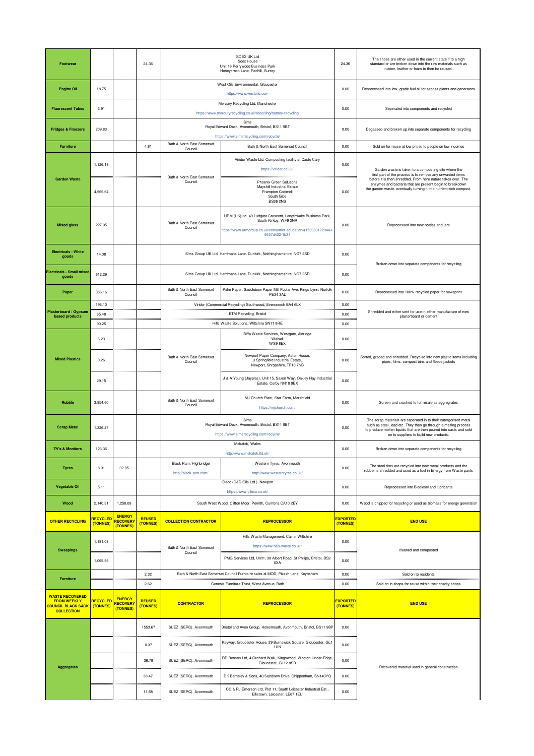| Footwear | | | 24.36 | SOEX UK Ltd<br>Soex House<br>Unit 16 Perrywood Business Park<br>Honeycrock Lane, Redhill, Surrey | | 24.36 | The shoes are either used in the current state if to a high standard or are broken down into the raw materials such as rubber, leather or foam to then be reused. |
|---|---|---|---|---|---|---|---|
| Engine Oil | 18.75 | | | West Oils Environmental, Gloucester<br>https://www.westoils.com | | 0.00 | Reprocessed into low -grade fuel oil for asphalt plants and generators |
| Fluorescent Tubes | 2.91 | | | Mercury Recycling Ltd, Manchester<br>https://www.mercuryrecycling.co.uk/recycling/battery-recycling | | 0.00 | Seperated into components and recycled |
| Fridges & Freezers | 209.83 | | | Sims<br>Royal Edward Dock, Avonmouth, Bristol, BS11 9BT<br>https://www.simsrecycling.com/recycle/ | | 0.00 | Degassed and broken up into separate components for recycling |
| Furniture | | | 4.81 | Bath & North East Somerset Council | Bath & North East Somerset Council | 0.00 | Sold on for reuse at low prices to people on low incomes |
| Garden Waste | 1,126.18 | | | Bath & North East Somerset Council | Viridor Waste Ltd, Composting facility at Caste Cary<br>https://viridor.co.uk/ | 0.00 | Garden waste is taken to a composting site where the first part of the process is to remove any unwanted items before it is then shredded. From here nature takes over. The enzymes and bacteria that are present begin to breakdown the garden waste, eventually turning it into nutrient-rich compost. |
| | 4,565.64 | | | | Phoenix Green Solutions<br>Mayshill Industrial Estate<br>Frampton Cotterell<br>South Glos<br>BS36 2NS | 0.00 | |
| Mixed glass | 227.05 | | | Bath & North East Somerset Council | URM (UK)Ltd, 49 Ludgate Crescent, Langthwaite Business Park, South Kirkby, WF9 3NR<br>https://www.urmgroup.co.uk/consumer-education/#1539831229443-6457d422-1b34 | 0.00 | Reprocessed into new bottles and jars |
| Electricals - White goods | 14.08 | | | Sims Group UK Ltd, Harrimans Lane, Dunkirk, Notthinghamshire, NG7 2SD | | 0.00 | Broken down into separate components for recycling |
| Electricals - Small mixed goods | 612.29 | | | Sims Group UK Ltd, Harrimans Lane, Dunkirk, Notthinghamshire, NG7 2SD | | 0.00 | |
| Paper | 366.16 | | | Bath & North East Somerset Council | Palm Paper, Saddlebow Paper Mill Poplar Ave, Kings Lynn. Norfolk PE34 3AL | 0.00 | Reprocessed into 100% recycled paper for newsprint |
| Plasterboard / Gypsum based products | 196.10 | | | Viridor (Commercial Recycling) Southwood, Evercreech BA4 6LX | | 0.00 | Shredded and either sent for use in either manufacture of new plasterboard or cement |
| | 65.48 | | | ETM Recycling, Bristol | | 0.00 | |
| | 90.25 | | | Hills Waste Solutions, Wiltshire SN11 8RE | | 0.00 | |
| Mixed Plastics | 6.23 | | | Bath & North East Somerset Council | Biffa Waste Services, Westgate, Aldridge<br>Walsall<br>WS9 8EX | 0.00 | Sorted, graded and shredded. Recycled into new plastic items including pipes, films, compost bins and fleece jackets |
| | 0.26 | | | | Newport Paper Company, Aston House, 3 Springfield Industrial Estate, Newport, Shropshire, TF10 7NB | 0.00 | |
| | 29.15 | | | | J & A Young (Jayplas), Unit 15, Saxon Way, Oakley Hay Industrial Estate, Corby NN18 9EX | 0.00 | |
| Rubble | 3,954.60 | | | Bath & North East Somerset Council | MJ Church Plant, Star Farm, Marshfield<br>https://mjchurch.com/ | 0.00 | Screen and crushed to for resale as aggregates |
| Scrap Metal | 1,326.27 | | | Sims<br>Royal Edward Dock, Avonmouth, Bristol, BS11 9BT<br>https://www.simsrecycling.com/recycle/ | | 0.00 | The scrap materials are seperated in to their catergorised metal such as steel. lead etc. They then go through a melting process to produce molten liquids that are then poured into casts and sold on to suppliers to build new products. |
| TV's & Monitors | 123.36 | | | Mekatek, Wales<br>http://www.mekatek.ltd.uk/ | | 0.00 | Broken down into separate components for recycling |
| Tyres | 8.01 | 32.05 | | Black Ram, Highbridge<br>http://black-ram.com/ | Western Tyres, Avonmouth<br>http://www.westerntyres.co.uk/ | 0.00 | The steel rims are recycled into new metal products and the rubber is shredded and used as a fuel in Energy from Waste pants |
| Vegetable Oil | 5.11 | | | Oleco (C&D Oils Ltd.), Newport<br>https://www.olleco.co.uk/ | | 0.00 | Reprocessed into Biodiesel and lubricants |
| Wood | 2,140.31 | 1,258.09 | | South West Wood, Clifton Moor, Penrith, Cumbria CA10 2EY | | 0.00 | Wood is chipped for recycling or used as biomass for energy generation |
| **OTHER RECYCLING** | **RECYCLED (TONNES)** | **ENERGY RECOVERY (TONNES)** | **REUSED (TONNES)** | **COLLECTION CONTRACTOR** | **REPROCESSOR** | **EXPORTED (TONNES)** | **END USE** |
| Sweepings | 1,181.08 | | | Bath & North East Somerset Council | Hills Waste Management, Calne, Wiltshire<br>https://www.hills-waste.co.uk/ | 0.00 | cleaned and composted |
| | 1,065.95 | | | | PMG Services Ltd, Unit1, 38 Albert Road, St Philips, Bristol, BS2 0XA | 0.00 | |
| Furniture | | | 2.32 | Bath & North East Somerset Council Furniture sales at MOD, Pixash Lane, Keynsham | | 0.00 | Sold on to residents |
| | | | 2.62 | Genesis Furniture Trust, West Avenue, Bath | | 0.00 | Sold on in shops for reuse within their charity shops |
| **WASTE RECOVERED FROM WEEKLY COUNCIL BLACK SACK COLLECTION** | **RECYCLED (TONNES)** | **ENERGY RECOVERY (TONNES)** | **REUSED (TONNES)** | **CONTRACTOR** | **REPROCESSOR** | **EXPORTED (TONNES)** | **END USE** |
| Aggregates | | | 1553.67 | SUEZ (SERC), Avonmouth | Bristol and Avon Group, Holesmouth, Avonmouth, Bristol, BS11 9BP | 0.00 | Recovered material used in general construction |
| | | | 0.37 | SUEZ (SERC), Avonmouth | Keyway, Gloucester House, 29 Burnswick Square, Gloucester, GL1 1UN | 0.00 | |
| | | | 36.79 | SUEZ (SERC), Avonmouth | RD Benson Ltd, 4 Orchard Walk, Kingswood, Wooton-Under-Edge, Gloucester, GL12 8SD | 0.00 | |
| | | | 38.47 | SUEZ (SERC), Avonmouth | DK Barneley & Sons, 40 Sandown Drive, Chippenham, SN140YQ | 0.00 | |
| | | | 11.68 | SUEZ (SERC), Avonmouth | CC & RJ Emerson Ltd, Plot 11, South Leicester Industrial Est., Ellistown, Leicester, LE67 1EU | 0.00 | |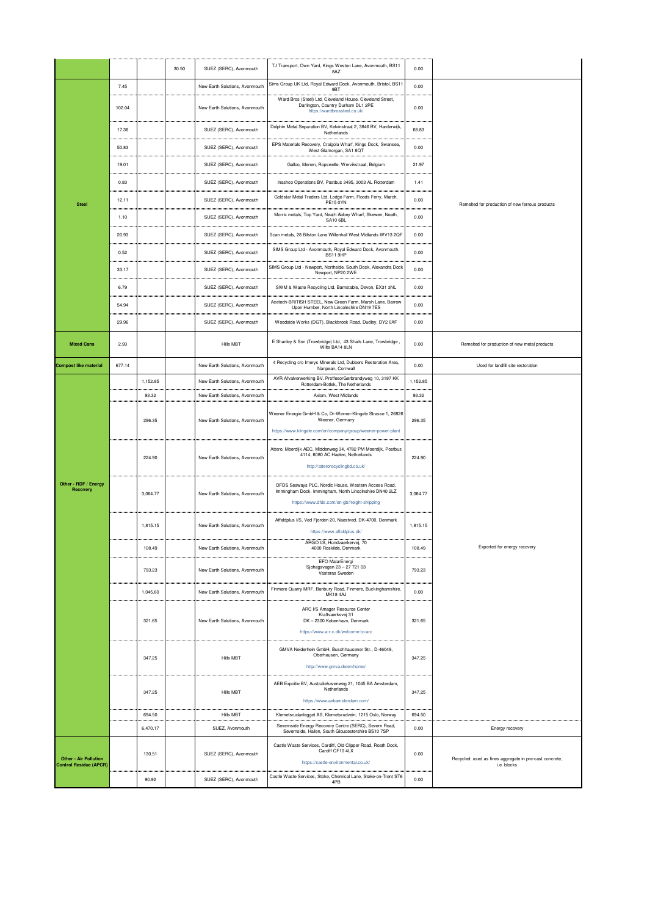| | | | | | | | |
|---|---|---|---|---|---|---|---|
| | | | 30.50 | SUEZ (SERC), Avonmouth | TJ Transport, Own Yard, Kings Weston Lane, Avonmouth, BS11 8AZ | 0.00 | |
| **Steel** | 7.45 | | | New Earth Solutions, Avonmouth | Sims Group UK Ltd, Royal Edward Dock, Avonmouth, Bristol, BS11 9BT | 0.00 | Remelted for production of new ferrous products |
| | 102.04 | | | New Earth Solutions, Avonmouth | Ward Bros (Steel) Ltd, Cleveland House, Cleveland Street, Darlington, Country Durham DL1 2PE https://wardbrossteel.co.uk/ | 0.00 | |
| | 17.36 | | | SUEZ (SERC), Avonmouth | Dolphin Metal Separation BV, Kelvinstraat 2, 3846 BV, Harderwijk, Netherlands | 68.83 | |
| | 50.83 | | | SUEZ (SERC), Avonmouth | EPS Materials Recovery, Craigola Wharf, Kings Dock, Swansea, West Glamorgan, SA1 8QT | 0.00 | |
| | 19.01 | | | SUEZ (SERC), Avonmouth | Galloo, Menen, Ropswelle, Wervikstraat, Belgium | 21.97 | |
| | 0.83 | | | SUEZ (SERC), Avonmouth | Inashco Operations BV, Postbus 3495, 3003 AL Rotterdam | 1.41 | |
| | 12.11 | | | SUEZ (SERC), Avonmouth | Goldstar Metal Traders Ltd, Lodge Farm, Floods Ferry, March, PE15 0YN | 0.00 | |
| | 1.10 | | | SUEZ (SERC), Avonmouth | Morris metals, Top Yard, Neath Abbey Wharf, Skewen, Neath, SA10 6BL | 0.00 | |
| | 20.93 | | | SUEZ (SERC), Avonmouth | Scan metals, 28 Bilston Lane Willenhall West Midlands WV13 2QF | 0.00 | |
| | 0.52 | | | SUEZ (SERC), Avonmouth | SIMS Group Ltd - Avonmouth, Royal Edward Dock, Avonmouth, BS11 9HP | 0.00 | |
| | 33.17 | | | SUEZ (SERC), Avonmouth | SIMS Group Ltd - Newport, Northside, South Dock, Alexandra Dock Newport, NP20 2WE | 0.00 | |
| | 6.79 | | | SUEZ (SERC), Avonmouth | SWM & Waste Recycling Ltd, Barnstable, Devon, EX31 3NL | 0.00 | |
| | 54.94 | | | SUEZ (SERC), Avonmouth | Acetech-BRITISH STEEL, New Green Farm, Marsh Lane, Barrow Upon Humber, North Lincolnshire DN19 7ES | 0.00 | |
| | 29.96 | | | SUEZ (SERC), Avonmouth | Woodside Works (DGT), Blackbrook Road, Dudley, DY2 0AF | 0.00 | |
| **Mixed Cans** | 2.93 | | | Hills MBT | E Shanley & Son (Trowbridge) Ltd, 43 Shails Lane, Trowbridge, Wilts BA14 8LN | 0.00 | Remelted for production of new metal products |
| **Compost like material** | 677.14 | | | New Earth Solutions, Avonmouth | 4 Recycling c/o Imerys Minerals Ltd, Dubbers Restoration Area, Nanpean, Cornwall | 0.00 | Used for landfill site restoration |
| **Other - RDF / Energy Recovery** | | 1,152.85 | | New Earth Solutions, Avonmouth | AVR Afvalverwerking BV, ProffesorGerbrandyweg 10, 3197 KK Rotterdam-Botlek, The Netherlands | 1,152.85 | Exported for energy recovery |
| | | 93.32 | | New Earth Solutions, Avonmouth | Axiom, West Midlands | 93.32 | |
| | | 296.35 | | New Earth Solutions, Avonmouth | Weener Energie GmbH & Co, Dr-Werner-Klingele Strasse 1, 26826 Weener, Germany https://www.klingele.com/en/company/group/weener-power-plant | 296.35 | |
| | | 224.90 | | New Earth Solutions, Avonmouth | Attero, Moerdijk AEC, Middenweg 34, 4782 PM Moerdijk, Postbus 4114, 6080 AC Haelen, Netherlands http://atterorecyclingltd.co.uk/ | 224.90 | |
| | | 3,064.77 | | New Earth Solutions, Avonmouth | DFDS Seaways PLC, Nordic House, Western Access Road, Immingham Dock, Immingham, North Lincolnshire DN40 2LZ https://www.dfds.com/en-gb/freight-shipping | 3,064.77 | |
| | | 1,815.15 | | New Earth Solutions, Avonmouth | Affaldplus I/S, Ved Fjorden 20, Naestved, DK-4700, Denmark https://www.affaldplus.dk/ | 1,815.15 | |
| | | 108.49 | | New Earth Solutions, Avonmouth | ARGO I/S, Hundvaerkervej, 70 4000 Roskilde, Denmark | 108.49 | |
| | | 793.23 | | New Earth Solutions, Avonmouth | EFO MalarEnergi Sjohagsvagen 23 – 27 721 03 Vasteras Sweden | 793.23 | |
| | | 1,045.60 | | New Earth Solutions, Avonmouth | Finmere Quarry MRF, Banbury Road, Finmere, Buckinghamshire, MK18 4AJ | 0.00 | |
| | | 321.65 | | New Earth Solutions, Avonmouth | ARC I/S Amager Resource Center Kraftvaerksvej 31 DK – 2300 Kobenhavn, Denmark https://www.a-r-c.dk/welcome-to-arc | 321.65 | |
| | | 347.25 | | Hills MBT | GMVA Neiderhein GmbH, Buschhausener Str., D-46049, Oberhausen, Germany http://www.gmva.de/en/home/ | 347.25 | |
| | | 347.25 | | Hills MBT | AEB Expoitie BV, Australiehavenweg 21, 1045 BA Amsterdam, Netherlands https://www.aebamsterdam.com/ | 347.25 | |
| | | 694.50 | | Hills MBT | Klemetsrudanlegget AS, Klemetsrudvein, 1215 Oslo, Norway | 694.50 | |
| | | 6,470.17 | | SUEZ, Avonmouth | Severnside Energy Recovery Centre (SERC), Severn Road, Severnside, Hallen, South Gloucestershire BS10 7SP | 0.00 | Energy recovery |
| **Other - Air Pollution Control Residue (APCR)** | | 130.51 | | SUEZ (SERC), Avonmouth | Castle Waste Services, Cardiff, Old Clipper Road, Roath Dock, Cardiff CF10 4LX https://castle-environmental.co.uk/ | 0.00 | Recycled: used as fines aggregate in pre-cast concrete, i.e. blocks |
| | | 90.92 | | SUEZ (SERC), Avonmouth | Castle Waste Services, Stoke, Chemical Lane, Stoke-on-Trent ST6 4PB | 0.00 | |